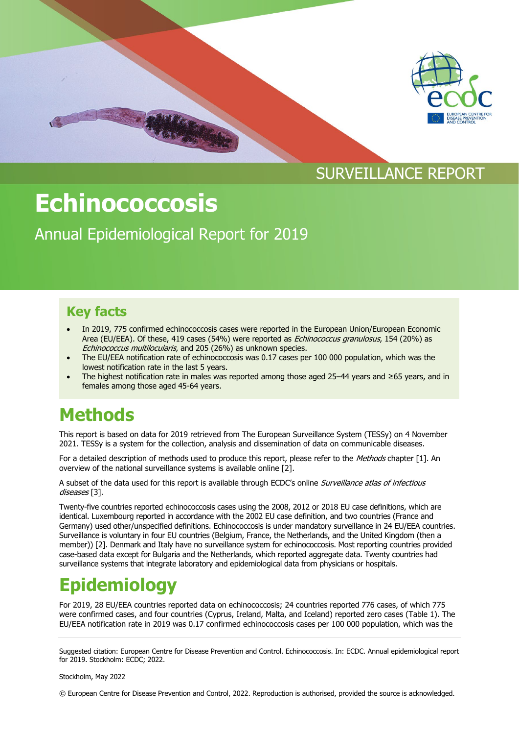SURVEILLANCE REPORT

# Echinococcosis

Annual Epidemiological Report for 2019

## Key facts

- In 2019, 775 confirmed echinococcosis cases were reported in the European Union/European Economic Area (EU/EEA). Of these, 419 cases (54%) were reported as *Echinococcus granulosus*, 154 (20%) as *Echinococcus multilocularis*, and 205 (26%) as unknown species.
- The EU/EEA notification rate of echinococcosis was 0.17 cases per 100 000 population, which was the lowest notification rate in the last 5 years.
- The highest notification rate in males was reported among those aged 25–44 years and ≥65 years, and in females among those aged 45-64 years.

# Methods

This report is based on data for 2019 retrieved from The European Surveillance System (TESSy) on 4 November 2021. TESSy is a system for the collection, analysis and dissemination of data on communicable diseases.

For a detailed description of methods used to produce this report, please refer to the *Methods* chapter [1]. An overview of the national surveillance systems is available online [2].

A subset of the data used for this report is available through ECDC's online *Surveillance atlas of infectious diseases* [3].

Twenty-five countries reported echinococcosis cases using the 2008, 2012 or 2018 EU case definitions, which are identical. Luxembourg reported in accordance with the 2002 EU case definition, and two countries (France and Germany) used other/unspecified definitions. Echinococcosis is under mandatory surveillance in 24 EU/EEA countries. Surveillance is voluntary in four EU countries (Belgium, France, the Netherlands, and the United Kingdom (then a member)) [2]. Denmark and Italy have no surveillance system for echinococcosis. Most reporting countries provided case-based data except for Bulgaria and the Netherlands, which reported aggregate data. Twenty countries had surveillance systems that integrate laboratory and epidemiological data from physicians or hospitals.

# Epidemiology

For 2019, 28 EU/EEA countries reported data on echinococcosis; 24 countries reported 776 cases, of which 775 were confirmed cases, and four countries (Cyprus, Ireland, Malta, and Iceland) reported zero cases (Table 1). The EU/EEA notification rate in 2019 was 0.17 confirmed echinococcosis cases per 100 000 population, which was the

Suggested citation: European Centre for Disease Prevention and Control. Echinococcosis. In: ECDC. Annual epidemiological report for 2019. Stockholm: ECDC; 2022.

Stockholm, May 2022

© European Centre for Disease Prevention and Control, 2022. Reproduction is authorised, provided the source is acknowledged.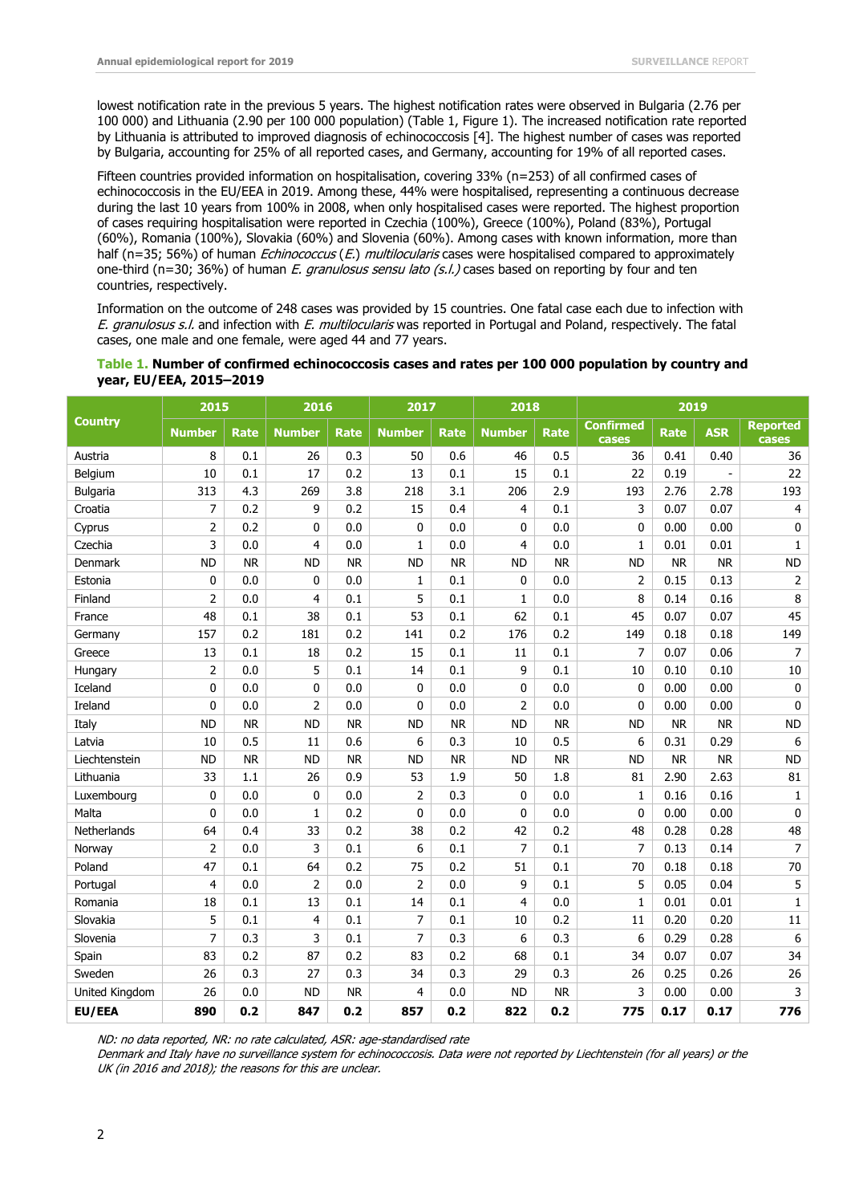lowest notification rate in the previous 5 years. The highest notification rates were observed in Bulgaria (2.76 per 100 000) and Lithuania (2.90 per 100 000 population) (Table 1, Figure 1). The increased notification rate reported by Lithuania is attributed to improved diagnosis of echinococcosis [4]. The highest number of cases was reported by Bulgaria, accounting for 25% of all reported cases, and Germany, accounting for 19% of all reported cases.

Fifteen countries provided information on hospitalisation, covering 33% (n=253) of all confirmed cases of echinococcosis in the EU/EEA in 2019. Among these, 44% were hospitalised, representing a continuous decrease during the last 10 years from 100% in 2008, when only hospitalised cases were reported. The highest proportion of cases requiring hospitalisation were reported in Czechia (100%), Greece (100%), Poland (83%), Portugal (60%), Romania (100%), Slovakia (60%) and Slovenia (60%). Among cases with known information, more than half (n=35; 56%) of human *Echinococcus* (*E.*) *multilocularis* cases were hospitalised compared to approximately one-third (n=30; 36%) of human *E. granulosus sensu lato (s.l.)* cases based on reporting by four and ten countries, respectively.

Information on the outcome of 248 cases was provided by 15 countries. One fatal case each due to infection with *E. granulosus s.l.* and infection with *E. multilocularis* was reported in Portugal and Poland, respectively. The fatal cases, one male and one female, were aged 44 and 77 years.

**Table 1. Number of confirmed echinococcosis cases and rates per 100 000 population by country and year, EU/EEA, 2015–2019**

| Country | 2015 | | 2016 | | 2017 | | 2018 | | 2019 | | | |
|---|---|---|---|---|---|---|---|---|---|---|---|---|
| | Number | Rate | Number | Rate | Number | Rate | Number | Rate | Confirmed cases | Rate | ASR | Reported cases |
| Austria | 8 | 0.1 | 26 | 0.3 | 50 | 0.6 | 46 | 0.5 | 36 | 0.41 | 0.40 | 36 |
| Belgium | 10 | 0.1 | 17 | 0.2 | 13 | 0.1 | 15 | 0.1 | 22 | 0.19 | - | 22 |
| Bulgaria | 313 | 4.3 | 269 | 3.8 | 218 | 3.1 | 206 | 2.9 | 193 | 2.76 | 2.78 | 193 |
| Croatia | 7 | 0.2 | 9 | 0.2 | 15 | 0.4 | 4 | 0.1 | 3 | 0.07 | 0.07 | 4 |
| Cyprus | 2 | 0.2 | 0 | 0.0 | 0 | 0.0 | 0 | 0.0 | 0 | 0.00 | 0.00 | 0 |
| Czechia | 3 | 0.0 | 4 | 0.0 | 1 | 0.0 | 4 | 0.0 | 1 | 0.01 | 0.01 | 1 |
| Denmark | ND | NR | ND | NR | ND | NR | ND | NR | ND | NR | NR | ND |
| Estonia | 0 | 0.0 | 0 | 0.0 | 1 | 0.1 | 0 | 0.0 | 2 | 0.15 | 0.13 | 2 |
| Finland | 2 | 0.0 | 4 | 0.1 | 5 | 0.1 | 1 | 0.0 | 8 | 0.14 | 0.16 | 8 |
| France | 48 | 0.1 | 38 | 0.1 | 53 | 0.1 | 62 | 0.1 | 45 | 0.07 | 0.07 | 45 |
| Germany | 157 | 0.2 | 181 | 0.2 | 141 | 0.2 | 176 | 0.2 | 149 | 0.18 | 0.18 | 149 |
| Greece | 13 | 0.1 | 18 | 0.2 | 15 | 0.1 | 11 | 0.1 | 7 | 0.07 | 0.06 | 7 |
| Hungary | 2 | 0.0 | 5 | 0.1 | 14 | 0.1 | 9 | 0.1 | 10 | 0.10 | 0.10 | 10 |
| Iceland | 0 | 0.0 | 0 | 0.0 | 0 | 0.0 | 0 | 0.0 | 0 | 0.00 | 0.00 | 0 |
| Ireland | 0 | 0.0 | 2 | 0.0 | 0 | 0.0 | 2 | 0.0 | 0 | 0.00 | 0.00 | 0 |
| Italy | ND | NR | ND | NR | ND | NR | ND | NR | ND | NR | NR | ND |
| Latvia | 10 | 0.5 | 11 | 0.6 | 6 | 0.3 | 10 | 0.5 | 6 | 0.31 | 0.29 | 6 |
| Liechtenstein | ND | NR | ND | NR | ND | NR | ND | NR | ND | NR | NR | ND |
| Lithuania | 33 | 1.1 | 26 | 0.9 | 53 | 1.9 | 50 | 1.8 | 81 | 2.90 | 2.63 | 81 |
| Luxembourg | 0 | 0.0 | 0 | 0.0 | 2 | 0.3 | 0 | 0.0 | 1 | 0.16 | 0.16 | 1 |
| Malta | 0 | 0.0 | 1 | 0.2 | 0 | 0.0 | 0 | 0.0 | 0 | 0.00 | 0.00 | 0 |
| Netherlands | 64 | 0.4 | 33 | 0.2 | 38 | 0.2 | 42 | 0.2 | 48 | 0.28 | 0.28 | 48 |
| Norway | 2 | 0.0 | 3 | 0.1 | 6 | 0.1 | 7 | 0.1 | 7 | 0.13 | 0.14 | 7 |
| Poland | 47 | 0.1 | 64 | 0.2 | 75 | 0.2 | 51 | 0.1 | 70 | 0.18 | 0.18 | 70 |
| Portugal | 4 | 0.0 | 2 | 0.0 | 2 | 0.0 | 9 | 0.1 | 5 | 0.05 | 0.04 | 5 |
| Romania | 18 | 0.1 | 13 | 0.1 | 14 | 0.1 | 4 | 0.0 | 1 | 0.01 | 0.01 | 1 |
| Slovakia | 5 | 0.1 | 4 | 0.1 | 7 | 0.1 | 10 | 0.2 | 11 | 0.20 | 0.20 | 11 |
| Slovenia | 7 | 0.3 | 3 | 0.1 | 7 | 0.3 | 6 | 0.3 | 6 | 0.29 | 0.28 | 6 |
| Spain | 83 | 0.2 | 87 | 0.2 | 83 | 0.2 | 68 | 0.1 | 34 | 0.07 | 0.07 | 34 |
| Sweden | 26 | 0.3 | 27 | 0.3 | 34 | 0.3 | 29 | 0.3 | 26 | 0.25 | 0.26 | 26 |
| United Kingdom | 26 | 0.0 | ND | NR | 4 | 0.0 | ND | NR | 3 | 0.00 | 0.00 | 3 |
| **EU/EEA** | **890** | **0.2** | **847** | **0.2** | **857** | **0.2** | **822** | **0.2** | **775** | **0.17** | **0.17** | **776** |

*ND: no data reported, NR: no rate calculated, ASR: age-standardised rate*

*Denmark and Italy have no surveillance system for echinococcosis. Data were not reported by Liechtenstein (for all years) or the UK (in 2016 and 2018); the reasons for this are unclear.*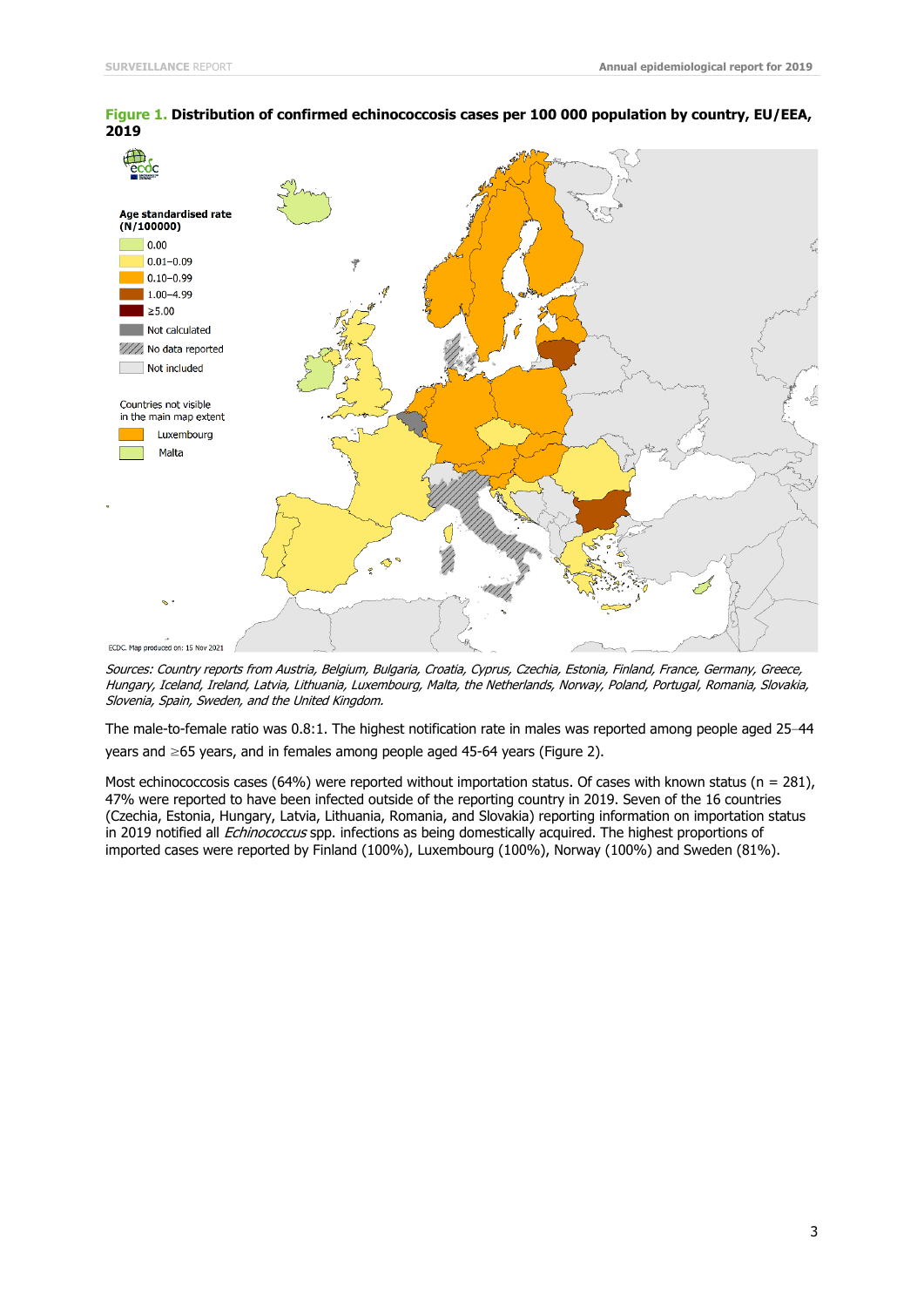**Figure 1. Distribution of confirmed echinococcosis cases per 100 000 population by country, EU/EEA, 2019**

*Sources: Country reports from Austria, Belgium, Bulgaria, Croatia, Cyprus, Czechia, Estonia, Finland, France, Germany, Greece, Hungary, Iceland, Ireland, Latvia, Lithuania, Luxembourg, Malta, the Netherlands, Norway, Poland, Portugal, Romania, Slovakia, Slovenia, Spain, Sweden, and the United Kingdom.*

The male-to-female ratio was 0.8:1. The highest notification rate in males was reported among people aged 25–44 years and ≥65 years, and in females among people aged 45-64 years (Figure 2).

Most echinococcosis cases (64%) were reported without importation status. Of cases with known status (n = 281), 47% were reported to have been infected outside of the reporting country in 2019. Seven of the 16 countries (Czechia, Estonia, Hungary, Latvia, Lithuania, Romania, and Slovakia) reporting information on importation status in 2019 notified all *Echinococcus* spp. infections as being domestically acquired. The highest proportions of imported cases were reported by Finland (100%), Luxembourg (100%), Norway (100%) and Sweden (81%).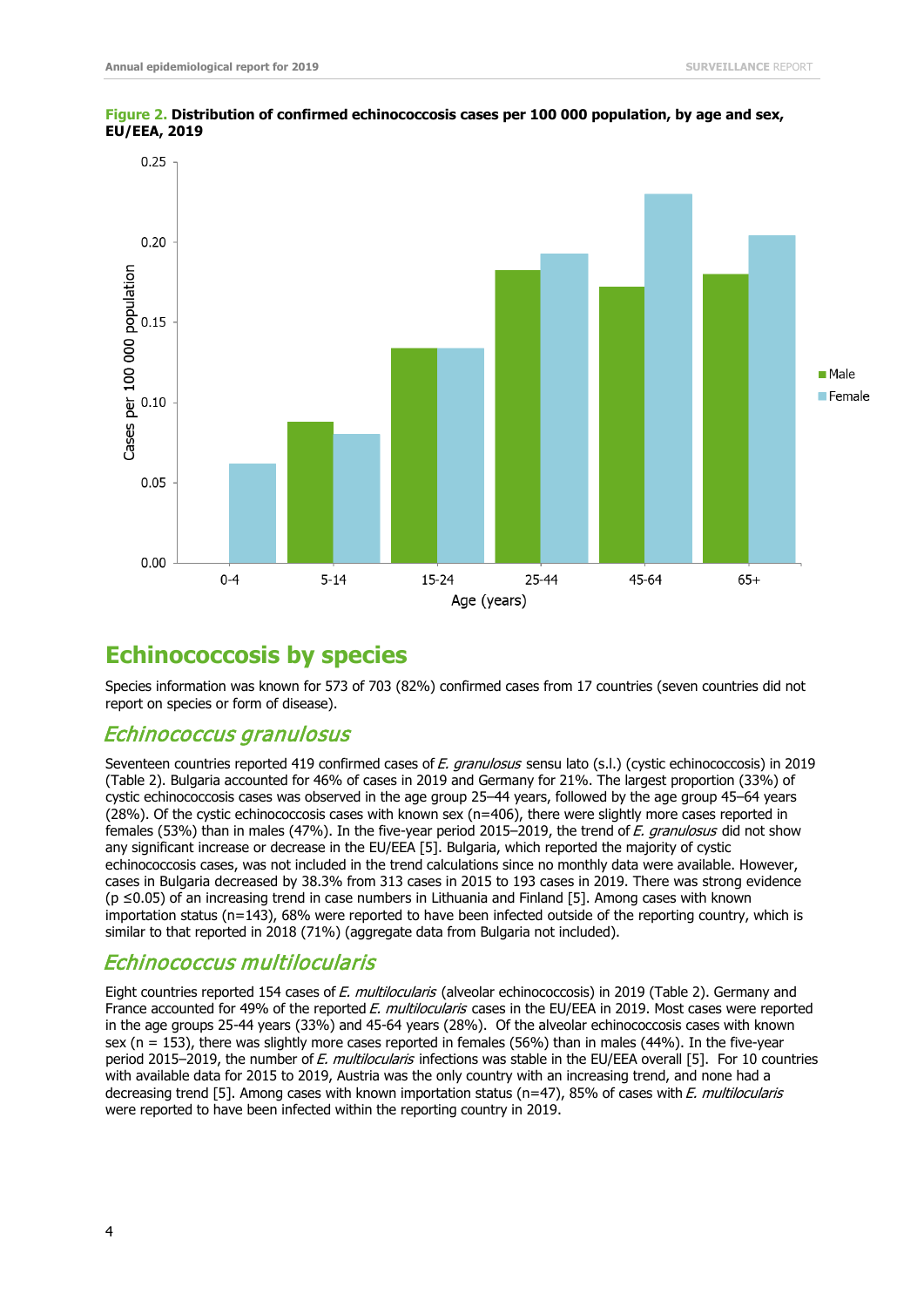**Figure 2. Distribution of confirmed echinococcosis cases per 100 000 population, by age and sex, EU/EEA, 2019**

## Echinococcosis by species

Species information was known for 573 of 703 (82%) confirmed cases from 17 countries (seven countries did not report on species or form of disease).

### *Echinococcus granulosus*

Seventeen countries reported 419 confirmed cases of *E. granulosus* sensu lato (s.l.) (cystic echinococcosis) in 2019 (Table 2). Bulgaria accounted for 46% of cases in 2019 and Germany for 21%. The largest proportion (33%) of cystic echinococcosis cases was observed in the age group 25–44 years, followed by the age group 45–64 years (28%). Of the cystic echinococcosis cases with known sex (n=406), there were slightly more cases reported in females (53%) than in males (47%). In the five-year period 2015–2019, the trend of *E. granulosus* did not show any significant increase or decrease in the EU/EEA [5]. Bulgaria, which reported the majority of cystic echinococcosis cases, was not included in the trend calculations since no monthly data were available. However, cases in Bulgaria decreased by 38.3% from 313 cases in 2015 to 193 cases in 2019. There was strong evidence ($p \leq 0.05$) of an increasing trend in case numbers in Lithuania and Finland [5]. Among cases with known importation status (n=143), 68% were reported to have been infected outside of the reporting country, which is similar to that reported in 2018 (71%) (aggregate data from Bulgaria not included).

### *Echinococcus multilocularis*

Eight countries reported 154 cases of *E. multilocularis* (alveolar echinococcosis) in 2019 (Table 2). Germany and France accounted for 49% of the reported *E. multilocularis* cases in the EU/EEA in 2019. Most cases were reported in the age groups 25-44 years (33%) and 45-64 years (28%). Of the alveolar echinococcosis cases with known sex (n = 153), there was slightly more cases reported in females (56%) than in males (44%). In the five-year period 2015–2019, the number of *E. multilocularis* infections was stable in the EU/EEA overall [5]. For 10 countries with available data for 2015 to 2019, Austria was the only country with an increasing trend, and none had a decreasing trend [5]. Among cases with known importation status (n=47), 85% of cases with *E. multilocularis* were reported to have been infected within the reporting country in 2019.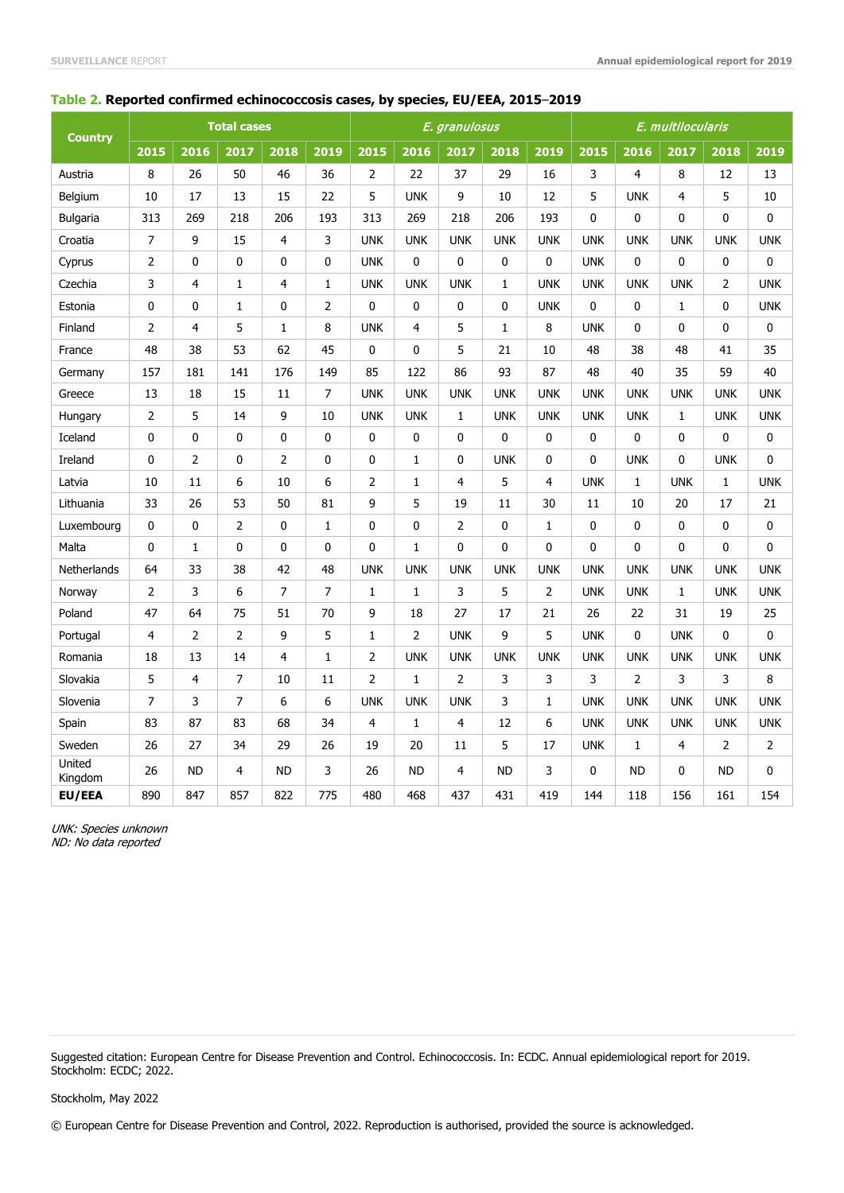## Table 2. Reported confirmed echinococcosis cases, by species, EU/EEA, 2015–2019

| Country | Total cases | | | | | *E. granulosus* | | | | | *E. multilocularis* | | | | |
|---|---|---|---|---|---|---|---|---|---|---|---|---|---|---|---|
| | 2015 | 2016 | 2017 | 2018 | 2019 | 2015 | 2016 | 2017 | 2018 | 2019 | 2015 | 2016 | 2017 | 2018 | 2019 |
| Austria | 8 | 26 | 50 | 46 | 36 | 2 | 22 | 37 | 29 | 16 | 3 | 4 | 8 | 12 | 13 |
| Belgium | 10 | 17 | 13 | 15 | 22 | 5 | UNK | 9 | 10 | 12 | 5 | UNK | 4 | 5 | 10 |
| Bulgaria | 313 | 269 | 218 | 206 | 193 | 313 | 269 | 218 | 206 | 193 | 0 | 0 | 0 | 0 | 0 |
| Croatia | 7 | 9 | 15 | 4 | 3 | UNK | UNK | UNK | UNK | UNK | UNK | UNK | UNK | UNK | UNK |
| Cyprus | 2 | 0 | 0 | 0 | 0 | UNK | 0 | 0 | 0 | 0 | UNK | 0 | 0 | 0 | 0 |
| Czechia | 3 | 4 | 1 | 4 | 1 | UNK | UNK | UNK | 1 | UNK | UNK | UNK | UNK | 2 | UNK |
| Estonia | 0 | 0 | 1 | 0 | 2 | 0 | 0 | 0 | 0 | UNK | 0 | 0 | 1 | 0 | UNK |
| Finland | 2 | 4 | 5 | 1 | 8 | UNK | 4 | 5 | 1 | 8 | UNK | 0 | 0 | 0 | 0 |
| France | 48 | 38 | 53 | 62 | 45 | 0 | 0 | 5 | 21 | 10 | 48 | 38 | 48 | 41 | 35 |
| Germany | 157 | 181 | 141 | 176 | 149 | 85 | 122 | 86 | 93 | 87 | 48 | 40 | 35 | 59 | 40 |
| Greece | 13 | 18 | 15 | 11 | 7 | UNK | UNK | UNK | UNK | UNK | UNK | UNK | UNK | UNK | UNK |
| Hungary | 2 | 5 | 14 | 9 | 10 | UNK | UNK | 1 | UNK | UNK | UNK | UNK | 1 | UNK | UNK |
| Iceland | 0 | 0 | 0 | 0 | 0 | 0 | 0 | 0 | 0 | 0 | 0 | 0 | 0 | 0 | 0 |
| Ireland | 0 | 2 | 0 | 2 | 0 | 0 | 1 | 0 | UNK | 0 | 0 | UNK | 0 | UNK | 0 |
| Latvia | 10 | 11 | 6 | 10 | 6 | 2 | 1 | 4 | 5 | 4 | UNK | 1 | UNK | 1 | UNK |
| Lithuania | 33 | 26 | 53 | 50 | 81 | 9 | 5 | 19 | 11 | 30 | 11 | 10 | 20 | 17 | 21 |
| Luxembourg | 0 | 0 | 2 | 0 | 1 | 0 | 0 | 2 | 0 | 1 | 0 | 0 | 0 | 0 | 0 |
| Malta | 0 | 1 | 0 | 0 | 0 | 0 | 1 | 0 | 0 | 0 | 0 | 0 | 0 | 0 | 0 |
| Netherlands | 64 | 33 | 38 | 42 | 48 | UNK | UNK | UNK | UNK | UNK | UNK | UNK | UNK | UNK | UNK |
| Norway | 2 | 3 | 6 | 7 | 7 | 1 | 1 | 3 | 5 | 2 | UNK | UNK | 1 | UNK | UNK |
| Poland | 47 | 64 | 75 | 51 | 70 | 9 | 18 | 27 | 17 | 21 | 26 | 22 | 31 | 19 | 25 |
| Portugal | 4 | 2 | 2 | 9 | 5 | 1 | 2 | UNK | 9 | 5 | UNK | 0 | UNK | 0 | 0 |
| Romania | 18 | 13 | 14 | 4 | 1 | 2 | UNK | UNK | UNK | UNK | UNK | UNK | UNK | UNK | UNK |
| Slovakia | 5 | 4 | 7 | 10 | 11 | 2 | 1 | 2 | 3 | 3 | 3 | 2 | 3 | 3 | 8 |
| Slovenia | 7 | 3 | 7 | 6 | 6 | UNK | UNK | UNK | 3 | 1 | UNK | UNK | UNK | UNK | UNK |
| Spain | 83 | 87 | 83 | 68 | 34 | 4 | 1 | 4 | 12 | 6 | UNK | UNK | UNK | UNK | UNK |
| Sweden | 26 | 27 | 34 | 29 | 26 | 19 | 20 | 11 | 5 | 17 | UNK | 1 | 4 | 2 | 2 |
| United Kingdom | 26 | ND | 4 | ND | 3 | 26 | ND | 4 | ND | 3 | 0 | ND | 0 | ND | 0 |
| **EU/EEA** | 890 | 847 | 857 | 822 | 775 | 480 | 468 | 437 | 431 | 419 | 144 | 118 | 156 | 161 | 154 |

*UNK: Species unknown*
*ND: No data reported*

Suggested citation: European Centre for Disease Prevention and Control. Echinococcosis. In: ECDC. Annual epidemiological report for 2019. Stockholm: ECDC; 2022.

Stockholm, May 2022

© European Centre for Disease Prevention and Control, 2022. Reproduction is authorised, provided the source is acknowledged.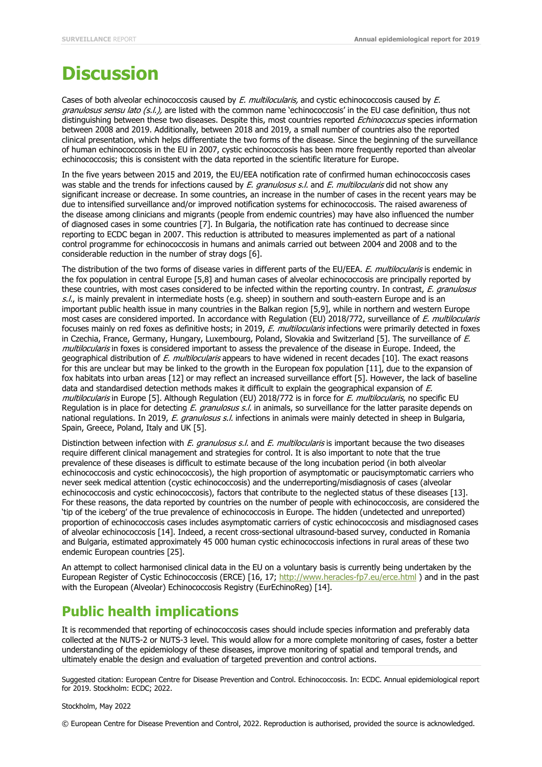# Discussion

Cases of both alveolar echinococcosis caused by *E. multilocularis,* and cystic echinococcosis caused by *E. granulosus sensu lato (s.l.),* are listed with the common name 'echinococcosis' in the EU case definition, thus not distinguishing between these two diseases. Despite this, most countries reported *Echinococcus* species information between 2008 and 2019. Additionally, between 2018 and 2019, a small number of countries also the reported clinical presentation, which helps differentiate the two forms of the disease. Since the beginning of the surveillance of human echinococcosis in the EU in 2007, cystic echinococcosis has been more frequently reported than alveolar echinococcosis; this is consistent with the data reported in the scientific literature for Europe.

In the five years between 2015 and 2019, the EU/EEA notification rate of confirmed human echinococcosis cases was stable and the trends for infections caused by *E. granulosus s.l.* and *E. multilocularis* did not show any significant increase or decrease. In some countries, an increase in the number of cases in the recent years may be due to intensified surveillance and/or improved notification systems for echinococcosis. The raised awareness of the disease among clinicians and migrants (people from endemic countries) may have also influenced the number of diagnosed cases in some countries [7]. In Bulgaria, the notification rate has continued to decrease since reporting to ECDC began in 2007. This reduction is attributed to measures implemented as part of a national control programme for echinococcosis in humans and animals carried out between 2004 and 2008 and to the considerable reduction in the number of stray dogs [6].

The distribution of the two forms of disease varies in different parts of the EU/EEA. *E. multilocularis* is endemic in the fox population in central Europe [5,8] and human cases of alveolar echinococcosis are principally reported by these countries, with most cases considered to be infected within the reporting country. In contrast, *E. granulosus s.l.*, is mainly prevalent in intermediate hosts (e.g. sheep) in southern and south-eastern Europe and is an important public health issue in many countries in the Balkan region [5,9], while in northern and western Europe most cases are considered imported. In accordance with Regulation (EU) 2018/772, surveillance of *E. multilocularis* focuses mainly on red foxes as definitive hosts; in 2019, *E. multilocularis* infections were primarily detected in foxes in Czechia, France, Germany, Hungary, Luxembourg, Poland, Slovakia and Switzerland [5]. The surveillance of *E. multilocularis* in foxes is considered important to assess the prevalence of the disease in Europe. Indeed, the geographical distribution of *E. multilocularis* appears to have widened in recent decades [10]. The exact reasons for this are unclear but may be linked to the growth in the European fox population [11], due to the expansion of fox habitats into urban areas [12] or may reflect an increased surveillance effort [5]. However, the lack of baseline data and standardised detection methods makes it difficult to explain the geographical expansion of *E. multilocularis* in Europe [5]. Although Regulation (EU) 2018/772 is in force for *E. multilocularis*, no specific EU Regulation is in place for detecting *E. granulosus s.l.* in animals, so surveillance for the latter parasite depends on national regulations. In 2019, *E. granulosus s.l.* infections in animals were mainly detected in sheep in Bulgaria, Spain, Greece, Poland, Italy and UK [5].

Distinction between infection with *E. granulosus s.l.* and *E. multilocularis* is important because the two diseases require different clinical management and strategies for control. It is also important to note that the true prevalence of these diseases is difficult to estimate because of the long incubation period (in both alveolar echinococcosis and cystic echinococcosis), the high proportion of asymptomatic or paucisymptomatic carriers who never seek medical attention (cystic echinococcosis) and the underreporting/misdiagnosis of cases (alveolar echinococcosis and cystic echinococcosis), factors that contribute to the neglected status of these diseases [13]. For these reasons, the data reported by countries on the number of people with echinococcosis, are considered the 'tip of the iceberg' of the true prevalence of echinococcosis in Europe. The hidden (undetected and unreported) proportion of echinococcosis cases includes asymptomatic carriers of cystic echinococcosis and misdiagnosed cases of alveolar echinococcosis [14]. Indeed, a recent cross-sectional ultrasound-based survey, conducted in Romania and Bulgaria, estimated approximately 45 000 human cystic echinococcosis infections in rural areas of these two endemic European countries [25].

An attempt to collect harmonised clinical data in the EU on a voluntary basis is currently being undertaken by the European Register of Cystic Echinococcosis (ERCE) [16, 17; http://www.heracles-fp7.eu/erce.html ) and in the past with the European (Alveolar) Echinococcosis Registry (EurEchinoReg) [14].

# Public health implications

It is recommended that reporting of echinococcosis cases should include species information and preferably data collected at the NUTS-2 or NUTS-3 level. This would allow for a more complete monitoring of cases, foster a better understanding of the epidemiology of these diseases, improve monitoring of spatial and temporal trends, and ultimately enable the design and evaluation of targeted prevention and control actions.

Suggested citation: European Centre for Disease Prevention and Control. Echinococcosis. In: ECDC. Annual epidemiological report for 2019. Stockholm: ECDC; 2022.

Stockholm, May 2022

© European Centre for Disease Prevention and Control, 2022. Reproduction is authorised, provided the source is acknowledged.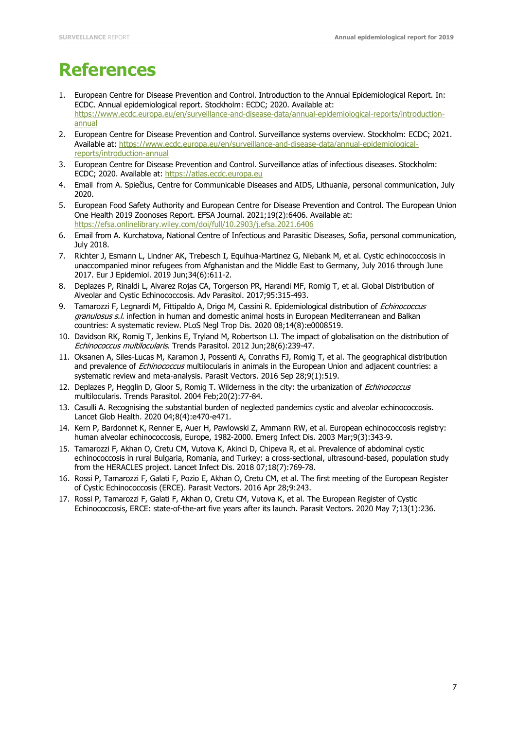# References

1. European Centre for Disease Prevention and Control. Introduction to the Annual Epidemiological Report. In: ECDC. Annual epidemiological report. Stockholm: ECDC; 2020. Available at: https://www.ecdc.europa.eu/en/surveillance-and-disease-data/annual-epidemiological-reports/introduction-annual
2. European Centre for Disease Prevention and Control. Surveillance systems overview. Stockholm: ECDC; 2021. Available at: https://www.ecdc.europa.eu/en/surveillance-and-disease-data/annual-epidemiological-reports/introduction-annual
3. European Centre for Disease Prevention and Control. Surveillance atlas of infectious diseases. Stockholm: ECDC; 2020. Available at: https://atlas.ecdc.europa.eu
4. Email from A. Spiečius, Centre for Communicable Diseases and AIDS, Lithuania, personal communication, July 2020.
5. European Food Safety Authority and European Centre for Disease Prevention and Control. The European Union One Health 2019 Zoonoses Report. EFSA Journal. 2021;19(2):6406. Available at: https://efsa.onlinelibrary.wiley.com/doi/full/10.2903/j.efsa.2021.6406
6. Email from A. Kurchatova, National Centre of Infectious and Parasitic Diseases, Sofia, personal communication, July 2018.
7. Richter J, Esmann L, Lindner AK, Trebesch I, Equihua-Martinez G, Niebank M, et al. Cystic echinococcosis in unaccompanied minor refugees from Afghanistan and the Middle East to Germany, July 2016 through June 2017. Eur J Epidemiol. 2019 Jun;34(6):611-2.
8. Deplazes P, Rinaldi L, Alvarez Rojas CA, Torgerson PR, Harandi MF, Romig T, et al. Global Distribution of Alveolar and Cystic Echinococcosis. Adv Parasitol. 2017;95:315-493.
9. Tamarozzi F, Legnardi M, Fittipaldo A, Drigo M, Cassini R. Epidemiological distribution of *Echinococcus granulosus s.l.* infection in human and domestic animal hosts in European Mediterranean and Balkan countries: A systematic review. PLoS Negl Trop Dis. 2020 08;14(8):e0008519.
10. Davidson RK, Romig T, Jenkins E, Tryland M, Robertson LJ. The impact of globalisation on the distribution of *Echinococcus multilocularis*. Trends Parasitol. 2012 Jun;28(6):239-47.
11. Oksanen A, Siles-Lucas M, Karamon J, Possenti A, Conraths FJ, Romig T, et al. The geographical distribution and prevalence of *Echinococcus* multilocularis in animals in the European Union and adjacent countries: a systematic review and meta-analysis. Parasit Vectors. 2016 Sep 28;9(1):519.
12. Deplazes P, Hegglin D, Gloor S, Romig T. Wilderness in the city: the urbanization of *Echinococcus* multilocularis. Trends Parasitol. 2004 Feb;20(2):77-84.
13. Casulli A. Recognising the substantial burden of neglected pandemics cystic and alveolar echinococcosis. Lancet Glob Health. 2020 04;8(4):e470-e471.
14. Kern P, Bardonnet K, Renner E, Auer H, Pawlowski Z, Ammann RW, et al. European echinococcosis registry: human alveolar echinococcosis, Europe, 1982-2000. Emerg Infect Dis. 2003 Mar;9(3):343-9.
15. Tamarozzi F, Akhan O, Cretu CM, Vutova K, Akinci D, Chipeva R, et al. Prevalence of abdominal cystic echinococcosis in rural Bulgaria, Romania, and Turkey: a cross-sectional, ultrasound-based, population study from the HERACLES project. Lancet Infect Dis. 2018 07;18(7):769-78.
16. Rossi P, Tamarozzi F, Galati F, Pozio E, Akhan O, Cretu CM, et al. The first meeting of the European Register of Cystic Echinococcosis (ERCE). Parasit Vectors. 2016 Apr 28;9:243.
17. Rossi P, Tamarozzi F, Galati F, Akhan O, Cretu CM, Vutova K, et al. The European Register of Cystic Echinococcosis, ERCE: state-of-the-art five years after its launch. Parasit Vectors. 2020 May 7;13(1):236.